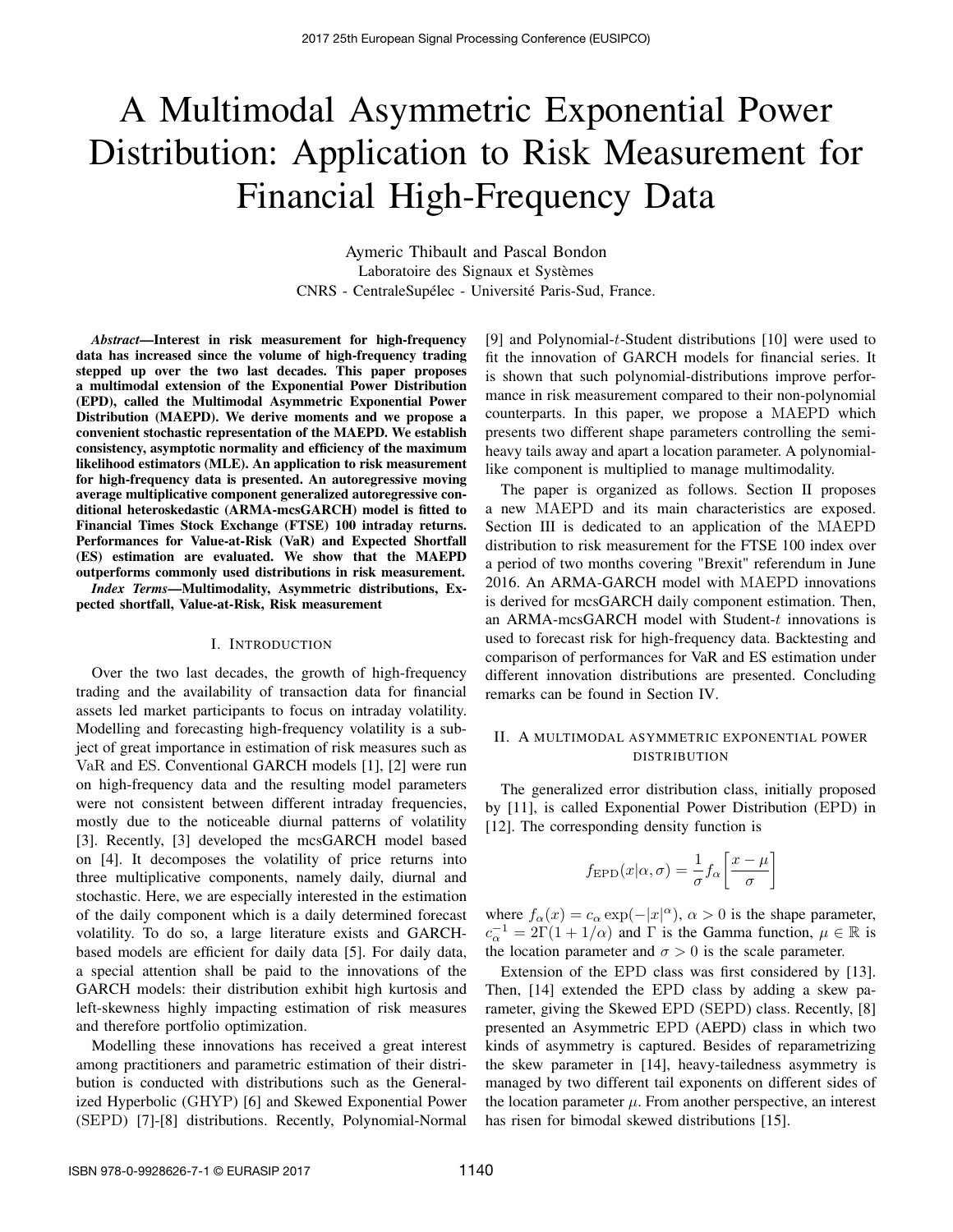# A Multimodal Asymmetric Exponential Power Distribution: Application to Risk Measurement for Financial High-Frequency Data

Aymeric Thibault and Pascal Bondon
Laboratoire des Signaux et Systèmes
CNRS - CentraleSupélec - Université Paris-Sud, France.

***Abstract*—Interest in risk measurement for high-frequency data has increased since the volume of high-frequency trading stepped up over the two last decades. This paper proposes a multimodal extension of the Exponential Power Distribution (EPD), called the Multimodal Asymmetric Exponential Power Distribution (MAEPD). We derive moments and we propose a convenient stochastic representation of the MAEPD. We establish consistency, asymptotic normality and efficiency of the maximum likelihood estimators (MLE). An application to risk measurement for high-frequency data is presented. An autoregressive moving average multiplicative component generalized autoregressive conditional heteroskedastic (ARMA-mcsGARCH) model is fitted to Financial Times Stock Exchange (FTSE) 100 intraday returns. Performances for Value-at-Risk (VaR) and Expected Shortfall (ES) estimation are evaluated. We show that the MAEPD outperforms commonly used distributions in risk measurement.**

***Index Terms*—Multimodality, Asymmetric distributions, Expected shortfall, Value-at-Risk, Risk measurement**

## I. Introduction

Over the two last decades, the growth of high-frequency trading and the availability of transaction data for financial assets led market participants to focus on intraday volatility. Modelling and forecasting high-frequency volatility is a subject of great importance in estimation of risk measures such as VaR and ES. Conventional GARCH models [1], [2] were run on high-frequency data and the resulting model parameters were not consistent between different intraday frequencies, mostly due to the noticeable diurnal patterns of volatility [3]. Recently, [3] developed the mcsGARCH model based on [4]. It decomposes the volatility of price returns into three multiplicative components, namely daily, diurnal and stochastic. Here, we are especially interested in the estimation of the daily component which is a daily determined forecast volatility. To do so, a large literature exists and GARCH-based models are efficient for daily data [5]. For daily data, a special attention shall be paid to the innovations of the GARCH models: their distribution exhibit high kurtosis and left-skewness highly impacting estimation of risk measures and therefore portfolio optimization.

Modelling these innovations has received a great interest among practitioners and parametric estimation of their distribution is conducted with distributions such as the Generalized Hyperbolic (GHYP) [6] and Skewed Exponential Power (SEPD) [7]-[8] distributions. Recently, Polynomial-Normal [9] and Polynomial-$t$-Student distributions [10] were used to fit the innovation of GARCH models for financial series. It is shown that such polynomial-distributions improve performance in risk measurement compared to their non-polynomial counterparts. In this paper, we propose a MAEPD which presents two different shape parameters controlling the semi-heavy tails away and apart a location parameter. A polynomial-like component is multiplied to manage multimodality.

The paper is organized as follows. Section II proposes a new MAEPD and its main characteristics are exposed. Section III is dedicated to an application of the MAEPD distribution to risk measurement for the FTSE 100 index over a period of two months covering "Brexit" referendum in June 2016. An ARMA-GARCH model with MAEPD innovations is derived for mcsGARCH daily component estimation. Then, an ARMA-mcsGARCH model with Student-$t$ innovations is used to forecast risk for high-frequency data. Backtesting and comparison of performances for VaR and ES estimation under different innovation distributions are presented. Concluding remarks can be found in Section IV.

## II. A multimodal asymmetric exponential power distribution

The generalized error distribution class, initially proposed by [11], is called Exponential Power Distribution (EPD) in [12]. The corresponding density function is

$$f_{\mathrm{EPD}}(x|\alpha,\sigma) = \frac{1}{\sigma} f_\alpha\left[\frac{x-\mu}{\sigma}\right]$$

where $f_\alpha(x) = c_\alpha \exp(-|x|^\alpha)$, $\alpha > 0$ is the shape parameter, $c_\alpha^{-1} = 2\Gamma(1+1/\alpha)$ and $\Gamma$ is the Gamma function, $\mu \in \mathbb{R}$ is the location parameter and $\sigma > 0$ is the scale parameter.

Extension of the EPD class was first considered by [13]. Then, [14] extended the EPD class by adding a skew parameter, giving the Skewed EPD (SEPD) class. Recently, [8] presented an Asymmetric EPD (AEPD) class in which two kinds of asymmetry is captured. Besides of reparametrizing the skew parameter in [14], heavy-tailedness asymmetry is managed by two different tail exponents on different sides of the location parameter $\mu$. From another perspective, an interest has risen for bimodal skewed distributions [15].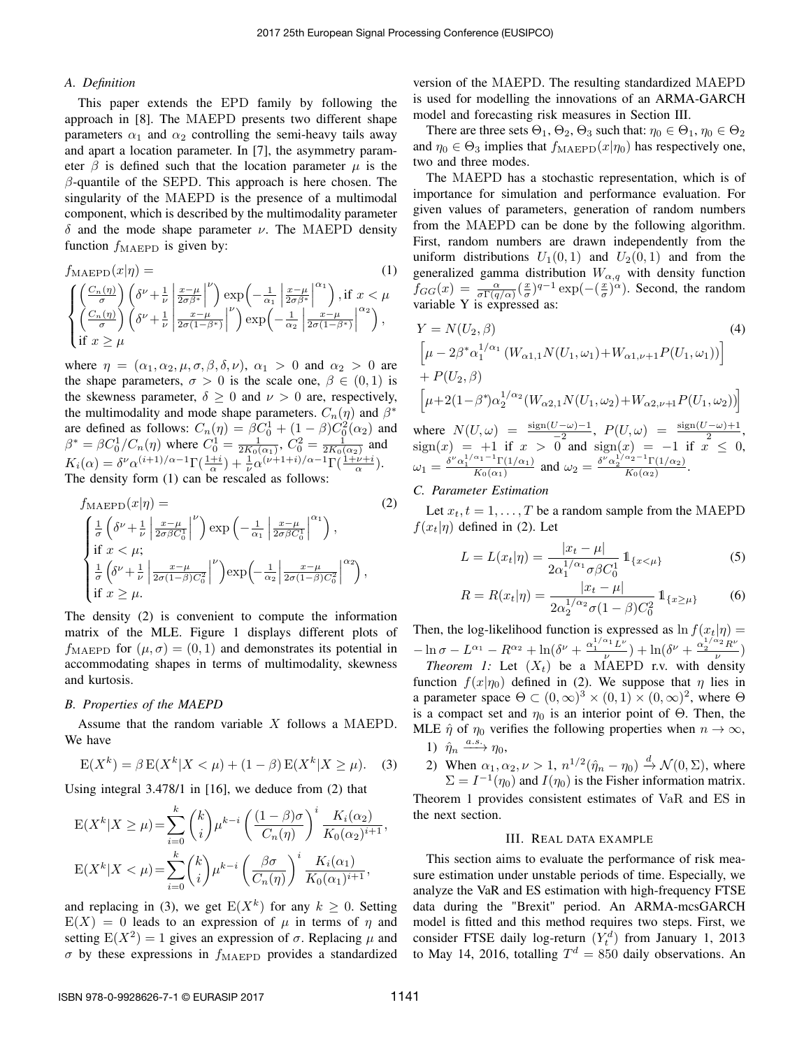### A. Definition

This paper extends the EPD family by following the approach in [8]. The MAEPD presents two different shape parameters $\alpha_1$ and $\alpha_2$ controlling the semi-heavy tails away and apart a location parameter. In [7], the asymmetry parameter $\beta$ is defined such that the location parameter $\mu$ is the $\beta$-quantile of the SEPD. This approach is here chosen. The singularity of the MAEPD is the presence of a multimodal component, which is described by the multimodality parameter $\delta$ and the mode shape parameter $\nu$. The MAEPD density function $f_{\text{MAEPD}}$ is given by:

$$
f_{\text{MAEPD}}(x|\eta) = \tag{1}
$$

$$
\begin{cases} \left(\frac{C_n(\eta)}{\sigma}\right)\left(\delta^{\nu}+\frac{1}{\nu}\left|\frac{x-\mu}{2\sigma\beta^*}\right|^{\nu}\right)\exp\left(-\frac{1}{\alpha_1}\left|\frac{x-\mu}{2\sigma\beta^*}\right|^{\alpha_1}\right), \text{if } x<\mu \\ \left(\frac{C_n(\eta)}{\sigma}\right)\left(\delta^{\nu}+\frac{1}{\nu}\left|\frac{x-\mu}{2\sigma(1-\beta^*)}\right|^{\nu}\right)\exp\left(-\frac{1}{\alpha_2}\left|\frac{x-\mu}{2\sigma(1-\beta^*)}\right|^{\alpha_2}\right), \\ \text{if } x \geq \mu \end{cases}
$$

where $\eta = (\alpha_1, \alpha_2, \mu, \sigma, \beta, \delta, \nu)$, $\alpha_1 > 0$ and $\alpha_2 > 0$ are the shape parameters, $\sigma > 0$ is the scale one, $\beta \in (0,1)$ is the skewness parameter, $\delta \geq 0$ and $\nu > 0$ are, respectively, the multimodality and mode shape parameters. $C_n(\eta)$ and $\beta^*$ are defined as follows: $C_n(\eta) = \beta C_0^1 + (1-\beta)C_0^2(\alpha_2)$ and $\beta^* = \beta C_0^1/C_n(\eta)$ where $C_0^1 = \frac{1}{2K_0(\alpha_1)}$, $C_0^2 = \frac{1}{2K_0(\alpha_2)}$ and $K_i(\alpha) = \delta^{\nu}\alpha^{(i+1)/\alpha-1}\Gamma(\frac{1+i}{\alpha}) + \frac{1}{\nu}\alpha^{(\nu+1+i)/\alpha-1}\Gamma(\frac{1+\nu+i}{\alpha})$. The density form (1) can be rescaled as follows:

$$
f_{\text{MAEPD}}(x|\eta) = \tag{2}
$$

$$
\begin{cases} \frac{1}{\sigma}\left(\delta^{\nu}+\frac{1}{\nu}\left|\frac{x-\mu}{2\sigma\beta C_0^1}\right|^{\nu}\right)\exp\left(-\frac{1}{\alpha_1}\left|\frac{x-\mu}{2\sigma\beta C_0^1}\right|^{\alpha_1}\right), \\ \text{if } x<\mu; \\ \frac{1}{\sigma}\left(\delta^{\nu}+\frac{1}{\nu}\left|\frac{x-\mu}{2\sigma(1-\beta)C_0^2}\right|^{\nu}\right)\exp\left(-\frac{1}{\alpha_2}\left|\frac{x-\mu}{2\sigma(1-\beta)C_0^2}\right|^{\alpha_2}\right), \\ \text{if } x \geq \mu. \end{cases}
$$

The density (2) is convenient to compute the information matrix of the MLE. Figure 1 displays different plots of $f_{\text{MAEPD}}$ for $(\mu, \sigma) = (0, 1)$ and demonstrates its potential in accommodating shapes in terms of multimodality, skewness and kurtosis.

### B. Properties of the MAEPD

Assume that the random variable $X$ follows a MAEPD. We have

$$
\mathrm{E}(X^k) = \beta\,\mathrm{E}(X^k|X<\mu) + (1-\beta)\,\mathrm{E}(X^k|X\geq\mu). \tag{3}
$$

Using integral 3.478/1 in [16], we deduce from (2) that

$$
\mathrm{E}(X^k|X\geq\mu) = \sum_{i=0}^{k}\binom{k}{i}\mu^{k-i}\left(\frac{(1-\beta)\sigma}{C_n(\eta)}\right)^i\frac{K_i(\alpha_2)}{K_0(\alpha_2)^{i+1}},
$$

$$
\mathrm{E}(X^k|X<\mu) = \sum_{i=0}^{k}\binom{k}{i}\mu^{k-i}\left(\frac{\beta\sigma}{C_n(\eta)}\right)^i\frac{K_i(\alpha_1)}{K_0(\alpha_1)^{i+1}},
$$

and replacing in (3), we get $\mathrm{E}(X^k)$ for any $k \geq 0$. Setting $\mathrm{E}(X) = 0$ leads to an expression of $\mu$ in terms of $\eta$ and setting $\mathrm{E}(X^2) = 1$ gives an expression of $\sigma$. Replacing $\mu$ and $\sigma$ by these expressions in $f_{\text{MAEPD}}$ provides a standardized version of the MAEPD. The resulting standardized MAEPD is used for modelling the innovations of an ARMA-GARCH model and forecasting risk measures in Section III.

There are three sets $\Theta_1$, $\Theta_2$, $\Theta_3$ such that: $\eta_0 \in \Theta_1$, $\eta_0 \in \Theta_2$ and $\eta_0 \in \Theta_3$ implies that $f_{\text{MAEPD}}(x|\eta_0)$ has respectively one, two and three modes.

The MAEPD has a stochastic representation, which is of importance for simulation and performance evaluation. For given values of parameters, generation of random numbers from the MAEPD can be done by the following algorithm. First, random numbers are drawn independently from the uniform distributions $U_1(0,1)$ and $U_2(0,1)$ and from the generalized gamma distribution $W_{\alpha,q}$ with density function $f_{GG}(x) = \frac{\alpha}{\sigma\Gamma(q/\alpha)}(\frac{x}{\sigma})^{q-1}\exp(-(\frac{x}{\sigma})^{\alpha})$. Second, the random variable Y is expressed as:

$$
\begin{aligned}
Y = {} & N(U_2, \beta) \\
& \left[\mu - 2\beta^*\alpha_1^{1/\alpha_1}\left(W_{\alpha1,1}N(U_1,\omega_1)+W_{\alpha1,\nu+1}P(U_1,\omega_1)\right)\right] \\
& + P(U_2,\beta) \\
& \left[\mu+2(1-\beta^*)\alpha_2^{1/\alpha_2}(W_{\alpha2,1}N(U_1,\omega_2)+W_{\alpha2,\nu+1}P(U_1,\omega_2))\right]
\end{aligned} \tag{4}
$$

where $N(U,\omega) = \frac{\text{sign}(U-\omega)-1}{-2}$, $P(U,\omega) = \frac{\text{sign}(U-\omega)+1}{2}$, $\text{sign}(x) = +1$ if $x > 0$ and $\text{sign}(x) = -1$ if $x \leq 0$, $\omega_1 = \frac{\delta^{\nu}\alpha_1^{1/\alpha_1-1}\Gamma(1/\alpha_1)}{K_0(\alpha_1)}$ and $\omega_2 = \frac{\delta^{\nu}\alpha_2^{1/\alpha_2-1}\Gamma(1/\alpha_2)}{K_0(\alpha_2)}$.

### C. Parameter Estimation

Let $x_t, t = 1, \ldots, T$ be a random sample from the MAEPD $f(x_t|\eta)$ defined in (2). Let

$$
L = L(x_t|\eta) = \frac{|x_t - \mu|}{2\alpha_1^{1/\alpha_1}\sigma\beta C_0^1}\mathbb{1}_{\{x<\mu\}} \tag{5}
$$

$$
R = R(x_t|\eta) = \frac{|x_t - \mu|}{2\alpha_2^{1/\alpha_2}\sigma(1-\beta)C_0^2}\mathbb{1}_{\{x\geq\mu\}} \tag{6}
$$

Then, the log-likelihood function is expressed as $\ln f(x_t|\eta) = -\ln\sigma - L^{\alpha_1} - R^{\alpha_2} + \ln(\delta^{\nu} + \frac{\alpha_1^{1/\alpha_1}L^{\nu}}{\nu}) + \ln(\delta^{\nu} + \frac{\alpha_2^{1/\alpha_2}R^{\nu}}{\nu})$

*Theorem 1:* Let $(X_t)$ be a MAEPD r.v. with density function $f(x|\eta_0)$ defined in (2). We suppose that $\eta$ lies in a parameter space $\Theta \subset (0,\infty)^3 \times (0,1) \times (0,\infty)^2$, where $\Theta$ is a compact set and $\eta_0$ is an interior point of $\Theta$. Then, the MLE $\hat{\eta}$ of $\eta_0$ verifies the following properties when $n \to \infty$,

1) $\hat{\eta}_n \xrightarrow{a.s.} \eta_0$,
2) When $\alpha_1, \alpha_2, \nu > 1$, $n^{1/2}(\hat{\eta}_n - \eta_0) \xrightarrow{d} \mathcal{N}(0, \Sigma)$, where $\Sigma = I^{-1}(\eta_0)$ and $I(\eta_0)$ is the Fisher information matrix.

Theorem 1 provides consistent estimates of VaR and ES in the next section.

## III. Real data example

This section aims to evaluate the performance of risk measure estimation under unstable periods of time. Especially, we analyze the VaR and ES estimation with high-frequency FTSE data during the "Brexit" period. An ARMA-mcsGARCH model is fitted and this method requires two steps. First, we consider FTSE daily log-return $(Y_t^d)$ from January 1, 2013 to May 14, 2016, totalling $T^d = 850$ daily observations. An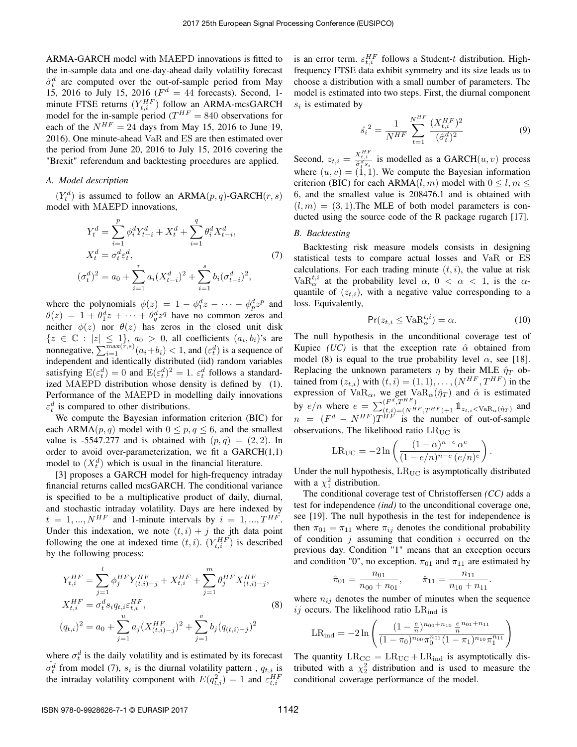ARMA-GARCH model with MAEPD innovations is fitted to the in-sample data and one-day-ahead daily volatility forecast $\hat{\sigma}_t^d$ are computed over the out-of-sample period from May 15, 2016 to July 15, 2016 ($F^d = 44$ forecasts). Second, 1-minute FTSE returns $(Y_{t,i}^{HF})$ follow an ARMA-mcsGARCH model for the in-sample period ($T^{HF} = 840$ observations for each of the $N^{HF} = 24$ days from May 15, 2016 to June 19, 2016). One minute-ahead VaR and ES are then estimated over the period from June 20, 2016 to July 15, 2016 covering the "Brexit" referendum and backtesting procedures are applied.

### A. Model description

$(Y_t^d)$ is assumed to follow an ARMA$(p,q)$-GARCH$(r,s)$ model with MAEPD innovations,

$$
\begin{aligned}
Y_t^d &= \sum_{i=1}^{p} \phi_i^d Y_{t-i}^d + X_t^d + \sum_{i=1}^{q} \theta_i^d X_{t-i}^d, \\
X_t^d &= \sigma_t^d \varepsilon_t^d, \\
(\sigma_t^d)^2 &= a_0 + \sum_{i=1}^{r} a_i (X_{t-i}^d)^2 + \sum_{i=1}^{s} b_i (\sigma_{t-i}^d)^2,
\end{aligned}
\tag{7}
$$

where the polynomials $\phi(z) = 1 - \phi_1^d z - \cdots - \phi_p^d z^p$ and $\theta(z) = 1 + \theta_1^d z + \cdots + \theta_q^d z^q$ have no common zeros and neither $\phi(z)$ nor $\theta(z)$ has zeros in the closed unit disk $\{z \in \mathbb{C} : |z| \leq 1\}$, $a_0 > 0$, all coefficients $(a_i, b_i)$'s are nonnegative, $\sum_{i=1}^{\max(r,s)}(a_i + b_i) < 1$, and $(\varepsilon_t^d)$ is a sequence of independent and identically distributed (iid) random variables satisfying $\mathrm{E}(\varepsilon_t^d) = 0$ and $\mathrm{E}(\varepsilon_t^d)^2 = 1$. $\varepsilon_t^d$ follows a standardized MAEPD distribution whose density is defined by (1). Performance of the MAEPD in modelling daily innovations $\varepsilon_t^d$ is compared to other distributions.

We compute the Bayesian information criterion (BIC) for each ARMA$(p,q)$ model with $0 \leq p, q \leq 6$, and the smallest value is -5547.277 and is obtained with $(p,q) = (2,2)$. In order to avoid over-parameterization, we fit a GARCH(1,1) model to $(X_t^d)$ which is usual in the financial literature.

[3] proposes a GARCH model for high-frequency intraday financial returns called mcsGARCH. The conditional variance is specified to be a multiplicative product of daily, diurnal, and stochastic intraday volatility. Days are here indexed by $t = 1, \ldots, N^{HF}$ and 1-minute intervals by $i = 1, \ldots, T^{HF}$. Under this indexation, we note $(t,i) + j$ the jth data point following the one at indexed time $(t,i)$. $(Y_{t,i}^{HF})$ is described by the following process:

$$
\begin{aligned}
Y_{t,i}^{HF} &= \sum_{j=1}^{l} \phi_j^{HF} Y_{(t,i)-j}^{HF} + X_{t,i}^{HF} + \sum_{j=1}^{m} \theta_j^{HF} X_{(t,i)-j}^{HF}, \\
X_{t,i}^{HF} &= \sigma_t^d s_i q_{t,i} \varepsilon_{t,i}^{HF}, \\
(q_{t,i})^2 &= a_0 + \sum_{j=1}^{u} a_j (X_{(t,i)-j}^{HF})^2 + \sum_{j=1}^{v} b_j (q_{(t,i)-j})^2
\end{aligned}
\tag{8}
$$

where $\sigma_t^d$ is the daily volatility and is estimated by its forecast $\hat{\sigma_t^d}$ from model (7), $s_i$ is the diurnal volatility pattern , $q_{t,i}$ is the intraday volatility component with $E(q_{t,i}^2) = 1$ and $\varepsilon_{t,i}^{HF}$ is an error term. $\varepsilon_{t,i}^{HF}$ follows a Student-$t$ distribution. High-frequency FTSE data exhibit symmetry and its size leads us to choose a distribution with a small number of parameters. The model is estimated into two steps. First, the diurnal component $s_i$ is estimated by

$$
\hat{s_i}^2 = \frac{1}{N^{HF}} \sum_{t=1}^{N^{HF}} \frac{(X_{t,i}^{HF})^2}{(\hat{\sigma}_t^d)^2}
\tag{9}
$$

Second, $z_{t,i} = \frac{X_{t,i}^{HF}}{\hat{\sigma}_t^d s_i}$ is modelled as a GARCH$(u,v)$ process where $(u,v) = (1,1)$. We compute the Bayesian information criterion (BIC) for each ARMA$(l,m)$ model with $0 \leq l, m \leq 6$, and the smallest value is 208476.1 and is obtained with $(l,m) = (3,1)$.The MLE of both model parameters is conducted using the source code of the R package rugarch [17].

### B. Backtesting

Backtesting risk measure models consists in designing statistical tests to compare actual losses and VaR or ES calculations. For each trading minute $(t,i)$, the value at risk $\mathrm{VaR}_\alpha^{t,i}$ at the probability level $\alpha$, $0 < \alpha < 1$, is the $\alpha$-quantile of $(z_{t,i})$, with a negative value corresponding to a loss. Equivalently,

$$
\Pr(z_{t,i} \leq \mathrm{VaR}_\alpha^{t,i}) = \alpha.
\tag{10}
$$

The null hypothesis in the unconditional coverage test of Kupiec *(UC)* is that the exception rate $\hat{\alpha}$ obtained from model (8) is equal to the true probability level $\alpha$, see [18]. Replacing the unknown parameters $\eta$ by their MLE $\hat{\eta}_T$ obtained from $(z_{t,i})$ with $(t,i) = (1,1), \ldots, (N^{HF}, T^{HF})$ in the expression of $\mathrm{VaR}_\alpha$, we get $\mathrm{VaR}_\alpha(\hat{\eta}_T)$ and $\hat{\alpha}$ is estimated by $e/n$ where $e = \sum_{(t,i)=(N^{HF},T^{HF})+1}^{(F^d,T^{HF})} \mathbb{1}_{z_{t,i} < \mathrm{VaR}_\alpha(\hat{\eta}_T)}$ and $n = (F^d - N^{HF})T^{HF}$ is the number of out-of-sample observations. The likelihood ratio $\mathrm{LR}_{\mathrm{UC}}$ is

$$
\mathrm{LR}_{\mathrm{UC}} = -2 \ln \left( \frac{(1-\alpha)^{n-e}\, \alpha^e}{(1-e/n)^{n-e}\, (e/n)^e} \right).
$$

Under the null hypothesis, $\mathrm{LR}_{\mathrm{UC}}$ is asymptotically distributed with a $\chi_1^2$ distribution.

The conditional coverage test of Christoffersen *(CC)* adds a test for independence *(ind)* to the unconditional coverage one, see [19]. The null hypothesis in the test for independence is then $\pi_{01} = \pi_{11}$ where $\pi_{ij}$ denotes the conditional probability of condition $j$ assuming that condition $i$ occurred on the previous day. Condition "1" means that an exception occurs and condition "0", no exception. $\pi_{01}$ and $\pi_{11}$ are estimated by

$$
\hat{\pi}_{01} = \frac{n_{01}}{n_{00} + n_{01}}, \qquad \hat{\pi}_{11} = \frac{n_{11}}{n_{10} + n_{11}}.
$$

where $n_{ij}$ denotes the number of minutes when the sequence $ij$ occurs. The likelihood ratio $\mathrm{LR}_{\mathrm{ind}}$ is

$$
\mathrm{LR}_{\mathrm{ind}} = -2 \ln \left( \frac{(1 - \frac{e}{n})^{n_{00}+n_{10}}\, \frac{e}{n}^{n_{01}+n_{11}}}{(1-\pi_0)^{n_{00}} \pi_0^{n_{01}} (1-\pi_1)^{n_{10}} \pi_1^{n_{11}}} \right)
$$

The quantity $\mathrm{LR}_{\mathrm{CC}} = \mathrm{LR}_{\mathrm{UC}} + \mathrm{LR}_{\mathrm{ind}}$ is asymptotically distributed with a $\chi_2^2$ distribution and is used to measure the conditional coverage performance of the model.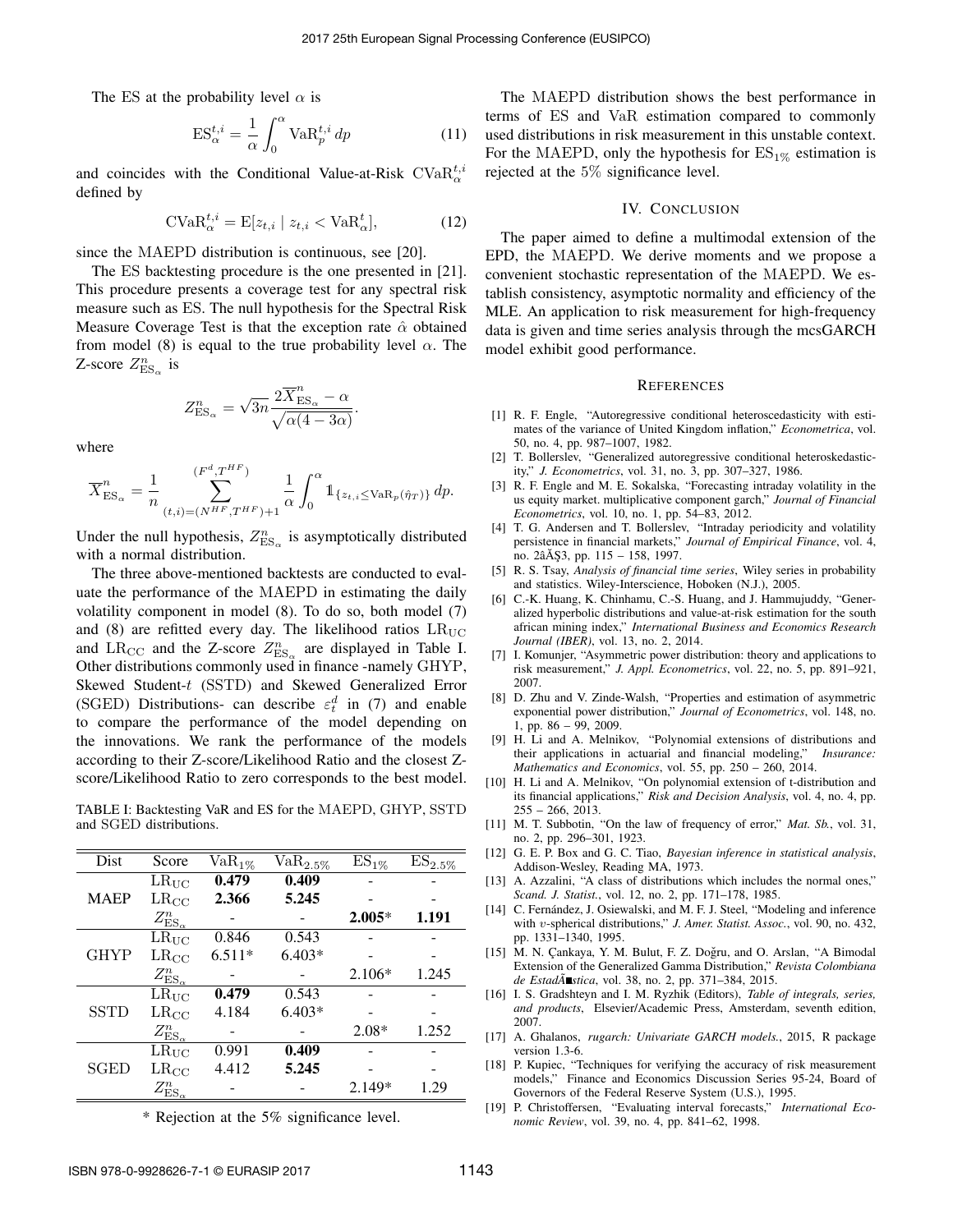The ES at the probability level $\alpha$ is

$$\mathrm{ES}_{\alpha}^{t,i} = \frac{1}{\alpha}\int_{0}^{\alpha} \mathrm{VaR}_{p}^{t,i}\,dp \tag{11}$$

and coincides with the Conditional Value-at-Risk $\mathrm{CVaR}_{\alpha}^{t,i}$ defined by

$$\mathrm{CVaR}_{\alpha}^{t,i} = \mathrm{E}[z_{t,i} \mid z_{t,i} < \mathrm{VaR}_{\alpha}^{t}], \tag{12}$$

since the MAEPD distribution is continuous, see [20].

The ES backtesting procedure is the one presented in [21]. This procedure presents a coverage test for any spectral risk measure such as ES. The null hypothesis for the Spectral Risk Measure Coverage Test is that the exception rate $\hat{\alpha}$ obtained from model (8) is equal to the true probability level $\alpha$. The Z-score $Z_{\mathrm{ES}_{\alpha}}^{n}$ is

$$Z_{\mathrm{ES}_{\alpha}}^{n} = \sqrt{3n}\,\frac{2\overline{X}_{\mathrm{ES}_{\alpha}}^{n} - \alpha}{\sqrt{\alpha(4-3\alpha)}}.$$

where

$$\overline{X}_{\mathrm{ES}_{\alpha}}^{n} = \frac{1}{n}\sum_{(t,i)=(N^{HF},T^{HF})+1}^{(F^{d},T^{HF})} \frac{1}{\alpha}\int_{0}^{\alpha} \mathbb{1}_{\{z_{t,i}\leq \mathrm{VaR}_{p}(\hat{\eta}_{T})\}}\,dp.$$

Under the null hypothesis, $Z_{\mathrm{ES}_{\alpha}}^{n}$ is asymptotically distributed with a normal distribution.

The three above-mentioned backtests are conducted to evaluate the performance of the MAEPD in estimating the daily volatility component in model (8). To do so, both model (7) and (8) are refitted every day. The likelihood ratios $\mathrm{LR}_{\mathrm{UC}}$ and $\mathrm{LR}_{\mathrm{CC}}$ and the Z-score $Z_{\mathrm{ES}_{\alpha}}^{n}$ are displayed in Table I. Other distributions commonly used in finance -namely GHYP, Skewed Student-$t$ (SSTD) and Skewed Generalized Error (SGED) Distributions- can describe $\varepsilon_{t}^{d}$ in (7) and enable to compare the performance of the model depending on the innovations. We rank the performance of the models according to their Z-score/Likelihood Ratio and the closest Z-score/Likelihood Ratio to zero corresponds to the best model.

TABLE I: Backtesting VaR and ES for the MAEPD, GHYP, SSTD and SGED distributions.

| Dist | Score | $\mathrm{VaR}_{1\%}$ | $\mathrm{VaR}_{2.5\%}$ | $\mathrm{ES}_{1\%}$ | $\mathrm{ES}_{2.5\%}$ |
|---|---|---|---|---|---|
| MAEP | $\mathrm{LR}_{\mathrm{UC}}$ | **0.479** | **0.409** | - | - |
| | $\mathrm{LR}_{\mathrm{CC}}$ | **2.366** | **5.245** | - | - |
| | $Z_{\mathrm{ES}_{\alpha}}^{n}$ | - | - | **2.005*** | **1.191** |
| GHYP | $\mathrm{LR}_{\mathrm{UC}}$ | 0.846 | 0.543 | - | - |
| | $\mathrm{LR}_{\mathrm{CC}}$ | 6.511* | 6.403* | - | - |
| | $Z_{\mathrm{ES}_{\alpha}}^{n}$ | - | - | 2.106* | 1.245 |
| SSTD | $\mathrm{LR}_{\mathrm{UC}}$ | **0.479** | 0.543 | - | - |
| | $\mathrm{LR}_{\mathrm{CC}}$ | 4.184 | 6.403* | - | - |
| | $Z_{\mathrm{ES}_{\alpha}}^{n}$ | - | - | 2.08* | 1.252 |
| SGED | $\mathrm{LR}_{\mathrm{UC}}$ | 0.991 | **0.409** | - | - |
| | $\mathrm{LR}_{\mathrm{CC}}$ | 4.412 | **5.245** | - | - |
| | $Z_{\mathrm{ES}_{\alpha}}^{n}$ | - | - | 2.149* | 1.29 |

\* Rejection at the 5% significance level.

The MAEPD distribution shows the best performance in terms of ES and VaR estimation compared to commonly used distributions in risk measurement in this unstable context. For the MAEPD, only the hypothesis for $\mathrm{ES}_{1\%}$ estimation is rejected at the 5% significance level.

## IV. Conclusion

The paper aimed to define a multimodal extension of the EPD, the MAEPD. We derive moments and we propose a convenient stochastic representation of the MAEPD. We establish consistency, asymptotic normality and efficiency of the MLE. An application to risk measurement for high-frequency data is given and time series analysis through the mcsGARCH model exhibit good performance.

## References

[1] R. F. Engle, "Autoregressive conditional heteroscedasticity with estimates of the variance of United Kingdom inflation," *Econometrica*, vol. 50, no. 4, pp. 987–1007, 1982.

[2] T. Bollerslev, "Generalized autoregressive conditional heteroskedasticity," *J. Econometrics*, vol. 31, no. 3, pp. 307–327, 1986.

[3] R. F. Engle and M. E. Sokalska, "Forecasting intraday volatility in the us equity market. multiplicative component garch," *Journal of Financial Econometrics*, vol. 10, no. 1, pp. 54–83, 2012.

[4] T. G. Andersen and T. Bollerslev, "Intraday periodicity and volatility persistence in financial markets," *Journal of Empirical Finance*, vol. 4, no. 2âĂŞ3, pp. 115 – 158, 1997.

[5] R. S. Tsay, *Analysis of financial time series*, Wiley series in probability and statistics. Wiley-Interscience, Hoboken (N.J.), 2005.

[6] C.-K. Huang, K. Chinhamu, C.-S. Huang, and J. Hammujuddy, "Generalized hyperbolic distributions and value-at-risk estimation for the south african mining index," *International Business and Economics Research Journal (IBER)*, vol. 13, no. 2, 2014.

[7] I. Komunjer, "Asymmetric power distribution: theory and applications to risk measurement," *J. Appl. Econometrics*, vol. 22, no. 5, pp. 891–921, 2007.

[8] D. Zhu and V. Zinde-Walsh, "Properties and estimation of asymmetric exponential power distribution," *Journal of Econometrics*, vol. 148, no. 1, pp. 86 – 99, 2009.

[9] H. Li and A. Melnikov, "Polynomial extensions of distributions and their applications in actuarial and financial modeling," *Insurance: Mathematics and Economics*, vol. 55, pp. 250 – 260, 2014.

[10] H. Li and A. Melnikov, "On polynomial extension of t-distribution and its financial applications," *Risk and Decision Analysis*, vol. 4, no. 4, pp. 255 – 266, 2013.

[11] M. T. Subbotin, "On the law of frequency of error," *Mat. Sb.*, vol. 31, no. 2, pp. 296–301, 1923.

[12] G. E. P. Box and G. C. Tiao, *Bayesian inference in statistical analysis*, Addison-Wesley, Reading MA, 1973.

[13] A. Azzalini, "A class of distributions which includes the normal ones," *Scand. J. Statist.*, vol. 12, no. 2, pp. 171–178, 1985.

[14] C. Fernández, J. Osiewalski, and M. F. J. Steel, "Modeling and inference with $v$-spherical distributions," *J. Amer. Statist. Assoc.*, vol. 90, no. 432, pp. 1331–1340, 1995.

[15] M. N. Çankaya, Y. M. Bulut, F. Z. Doğru, and O. Arslan, "A Bimodal Extension of the Generalized Gamma Distribution," *Revista Colombiana de EstadÃ■stica*, vol. 38, no. 2, pp. 371–384, 2015.

[16] I. S. Gradshteyn and I. M. Ryzhik (Editors), *Table of integrals, series, and products*, Elsevier/Academic Press, Amsterdam, seventh edition, 2007.

[17] A. Ghalanos, *rugarch: Univariate GARCH models.*, 2015, R package version 1.3-6.

[18] P. Kupiec, "Techniques for verifying the accuracy of risk measurement models," Finance and Economics Discussion Series 95-24, Board of Governors of the Federal Reserve System (U.S.), 1995.

[19] P. Christoffersen, "Evaluating interval forecasts," *International Economic Review*, vol. 39, no. 4, pp. 841–62, 1998.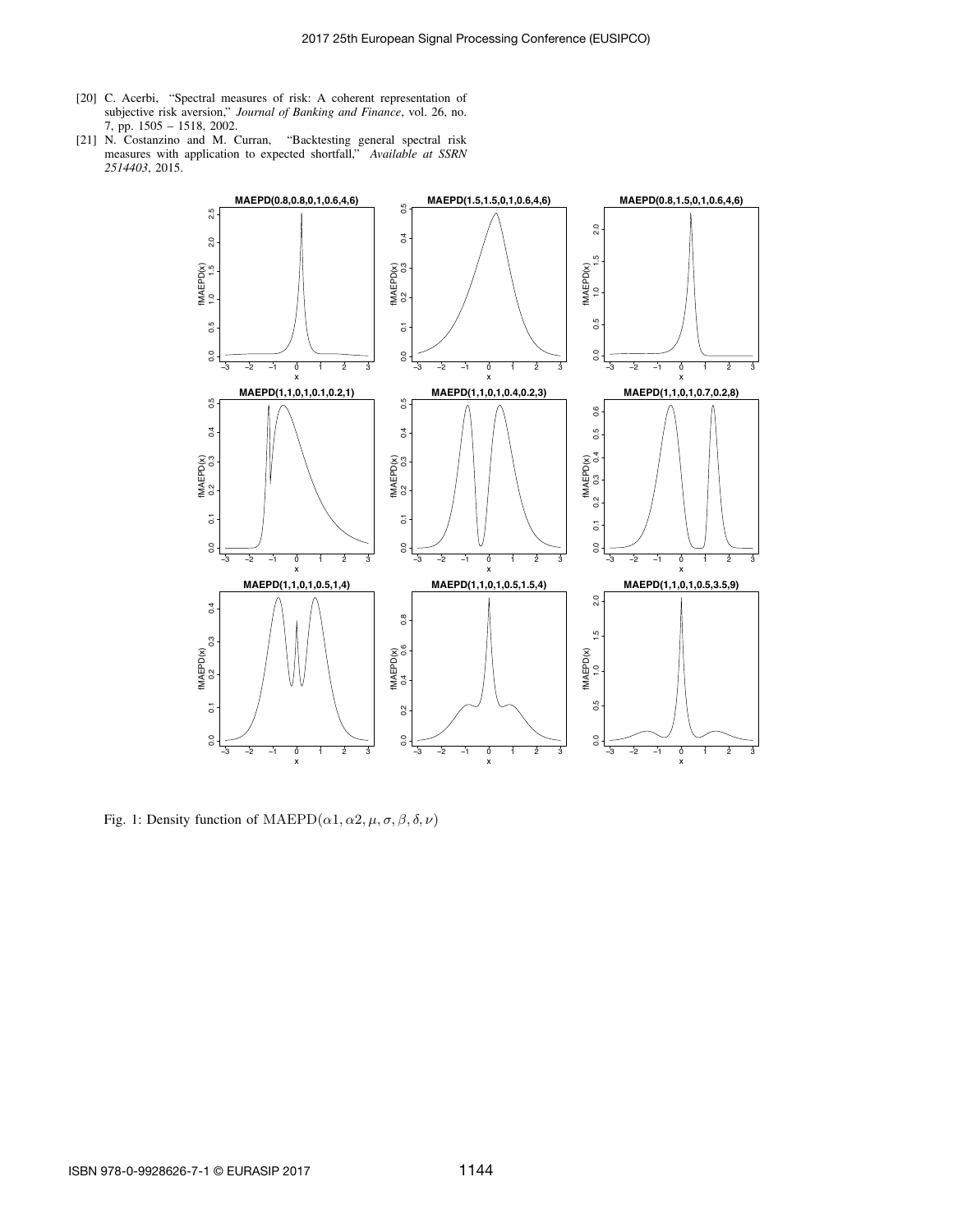[20] C. Acerbi, "Spectral measures of risk: A coherent representation of subjective risk aversion," *Journal of Banking and Finance*, vol. 26, no. 7, pp. 1505 – 1518, 2002.

[21] N. Costanzino and M. Curran, "Backtesting general spectral risk measures with application to expected shortfall," *Available at SSRN 2514403*, 2015.

MAEPD(0.8,0.8,0,1,0.6,4,6)

MAEPD(1.5,1.5,0,1,0.6,4,6)

MAEPD(0.8,1.5,0,1,0.6,4,6)

MAEPD(1,1,0,1,0.1,0.2,1)

MAEPD(1,1,0,1,0.4,0.2,3)

MAEPD(1,1,0,1,0.7,0.2,8)

MAEPD(1,1,0,1,0.5,1,4)

MAEPD(1,1,0,1,0.5,1.5,4)

MAEPD(1,1,0,1,0.5,3.5,9)

fMAEPD(x)

x

Fig. 1: Density function of $\mathrm{MAEPD}(\alpha 1, \alpha 2, \mu, \sigma, \beta, \delta, \nu)$